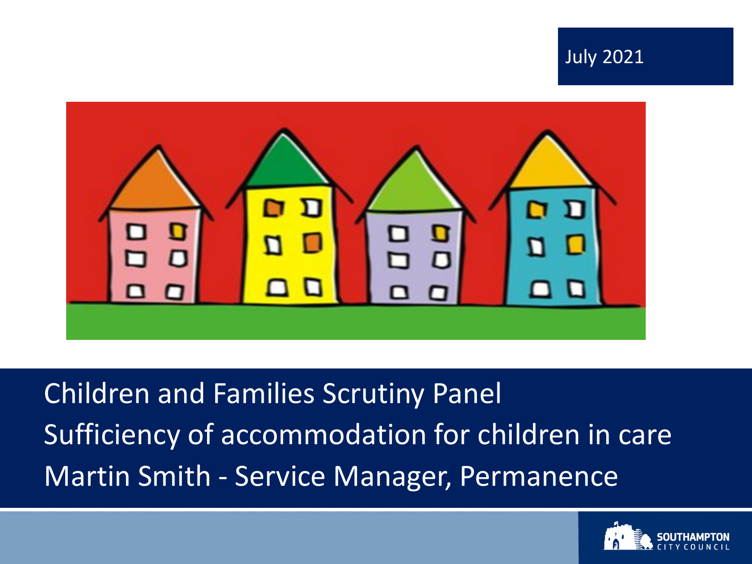July 2021

# Children and Families Scrutiny Panel

## Sufficiency of accommodation for children in care

Martin Smith - Service Manager, Permanence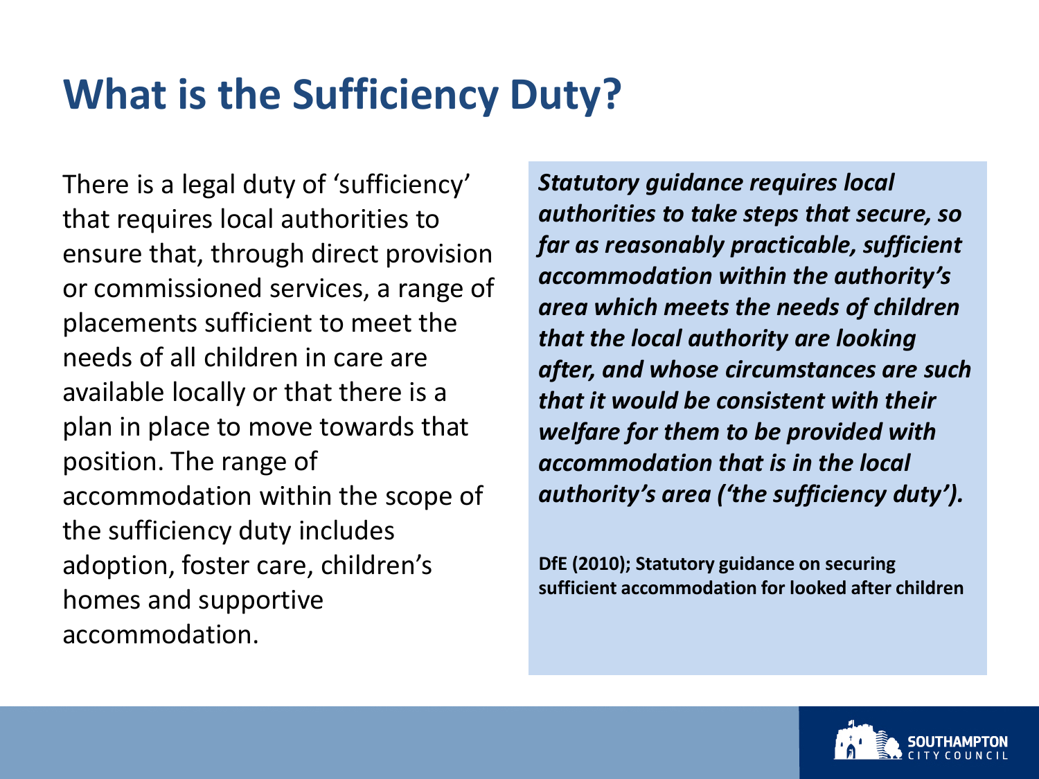# What is the Sufficiency Duty?

There is a legal duty of 'sufficiency' that requires local authorities to ensure that, through direct provision or commissioned services, a range of placements sufficient to meet the needs of all children in care are available locally or that there is a plan in place to move towards that position. The range of accommodation within the scope of the sufficiency duty includes adoption, foster care, children's homes and supportive accommodation.

***Statutory guidance requires local authorities to take steps that secure, so far as reasonably practicable, sufficient accommodation within the authority's area which meets the needs of children that the local authority are looking after, and whose circumstances are such that it would be consistent with their welfare for them to be provided with accommodation that is in the local authority's area ('the sufficiency duty').***

**DfE (2010); Statutory guidance on securing sufficient accommodation for looked after children**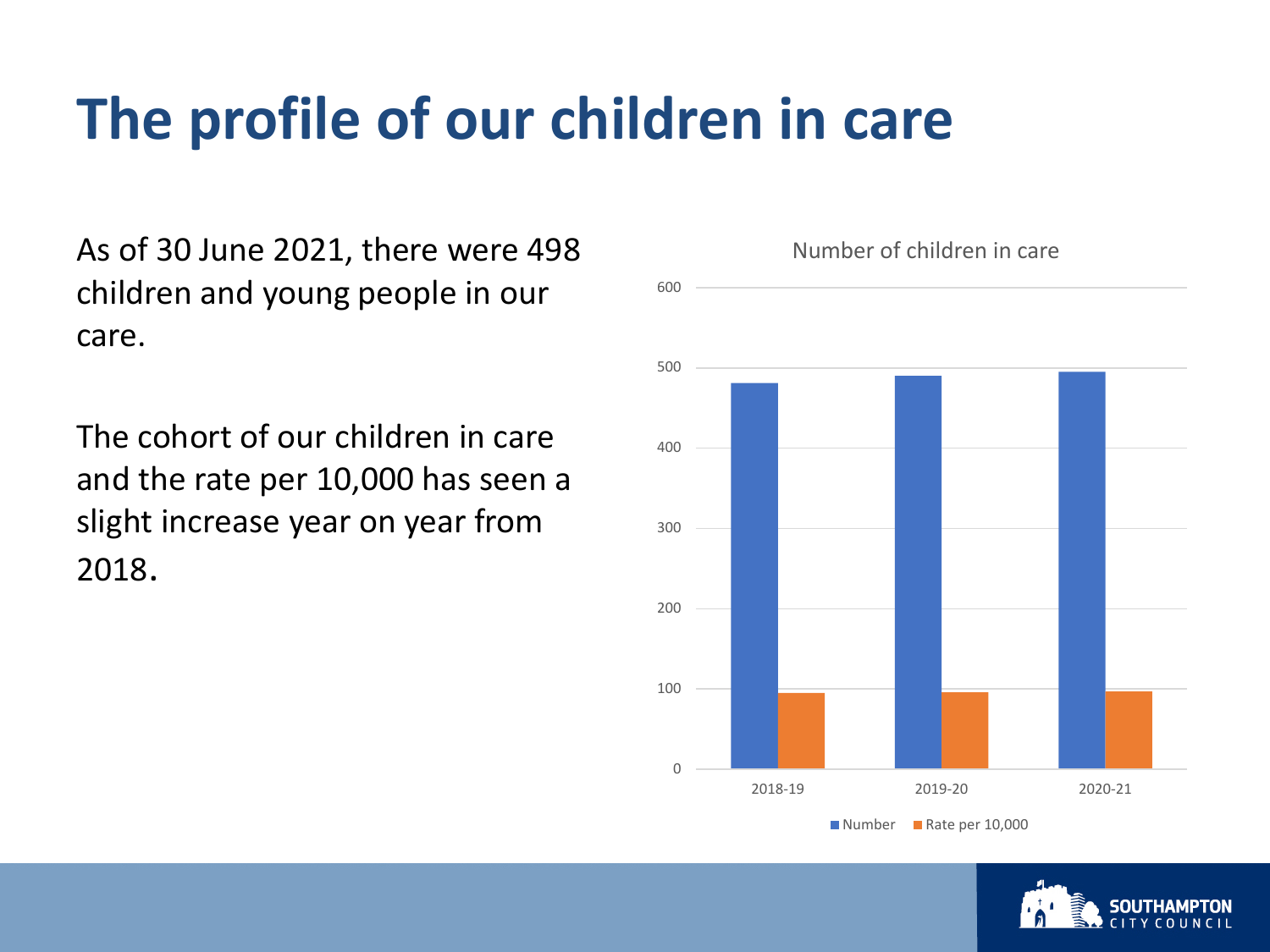# The profile of our children in care

As of 30 June 2021, there were 498 children and young people in our care.

The cohort of our children in care and the rate per 10,000 has seen a slight increase year on year from 2018.

Number of children in care

600
500
400
300
200
100
0

2018-19 2019-20 2020-21

Number Rate per 10,000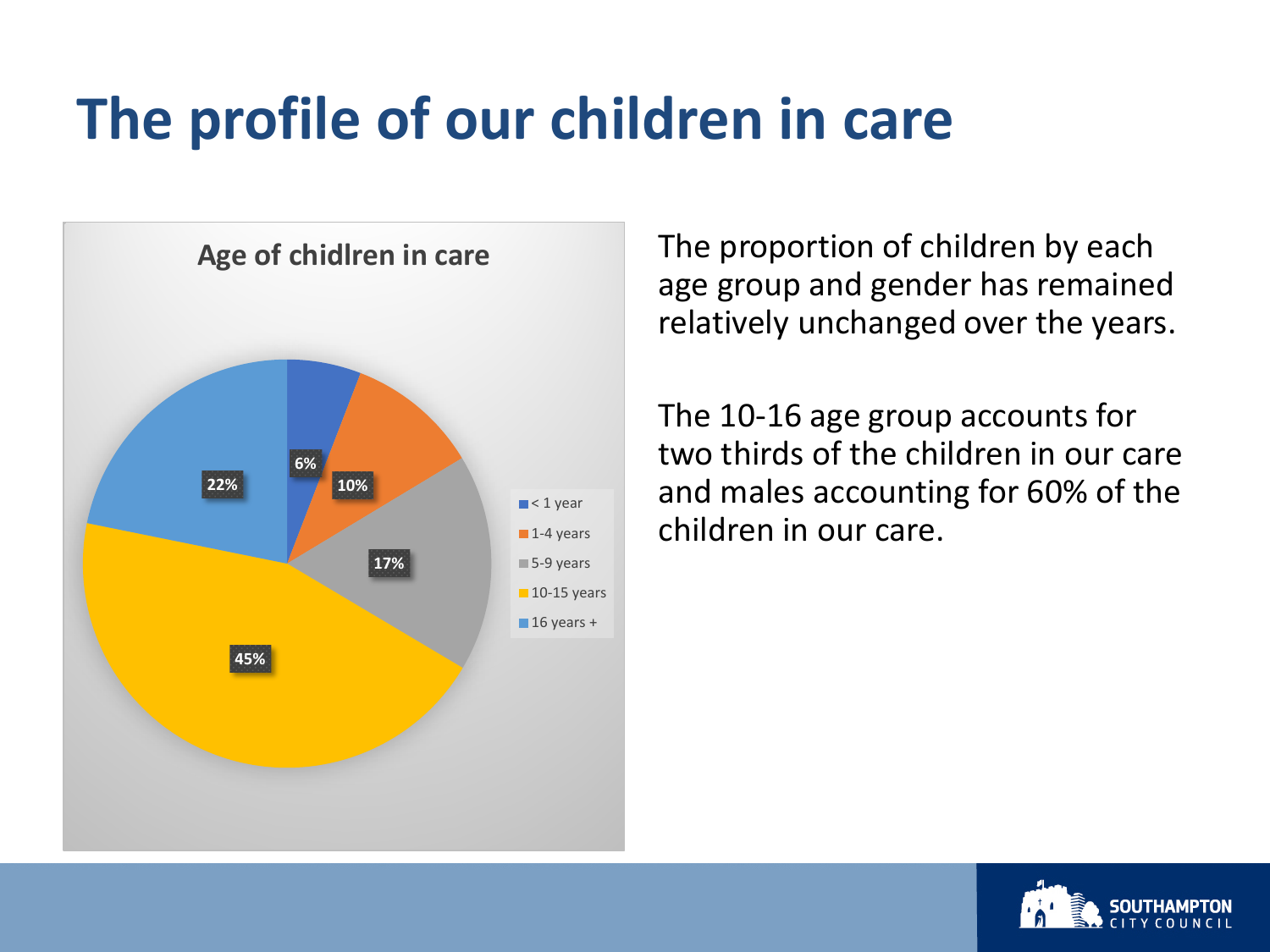# The profile of our children in care

**Age of chidlren in care**

| Age group | Percentage |
| --- | --- |
| < 1 year | 6% |
| 1-4 years | 10% |
| 5-9 years | 17% |
| 10-15 years | 45% |
| 16 years + | 22% |

The proportion of children by each age group and gender has remained relatively unchanged over the years.

The 10-16 age group accounts for two thirds of the children in our care and males accounting for 60% of the children in our care.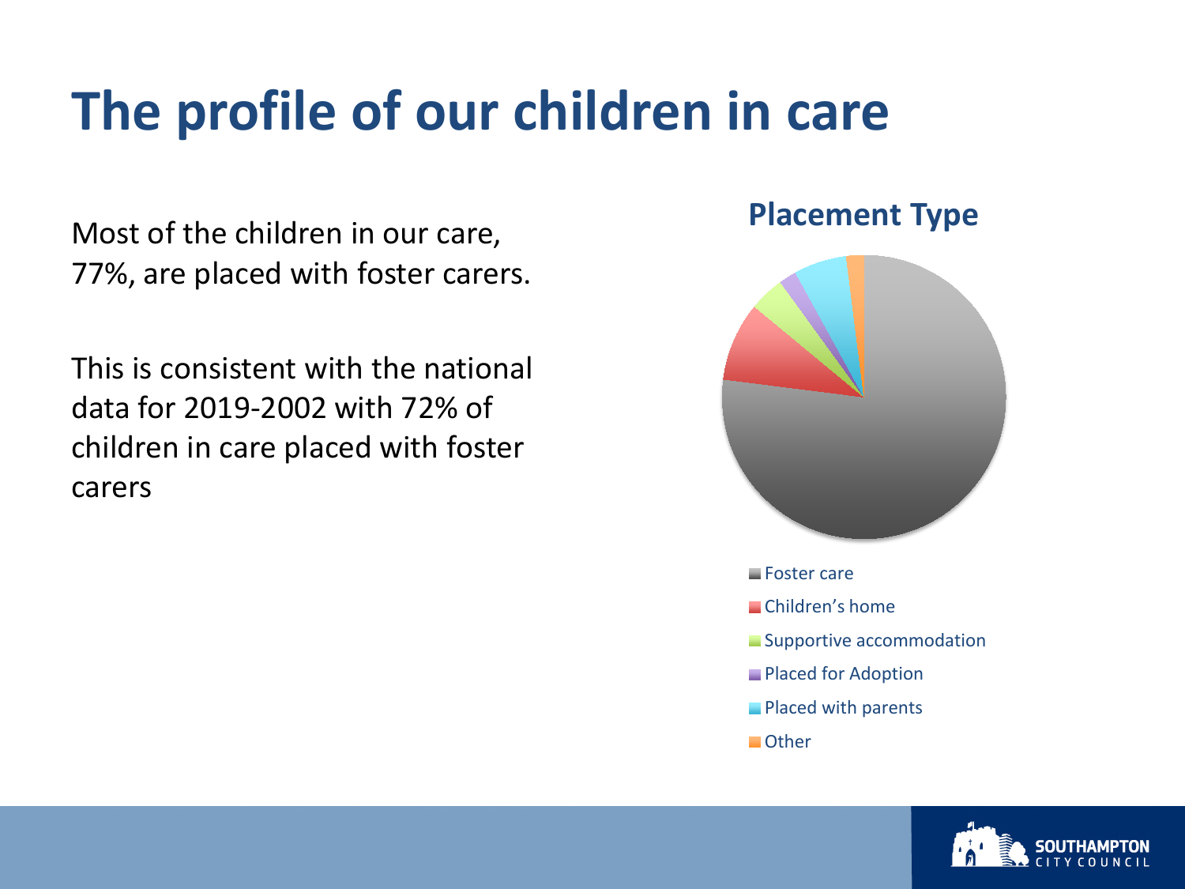# The profile of our children in care

Most of the children in our care, 77%, are placed with foster carers.

This is consistent with the national data for 2019-2002 with 72% of children in care placed with foster carers

**Placement Type**

- Foster care
- Children's home
- Supportive accommodation
- Placed for Adoption
- Placed with parents
- Other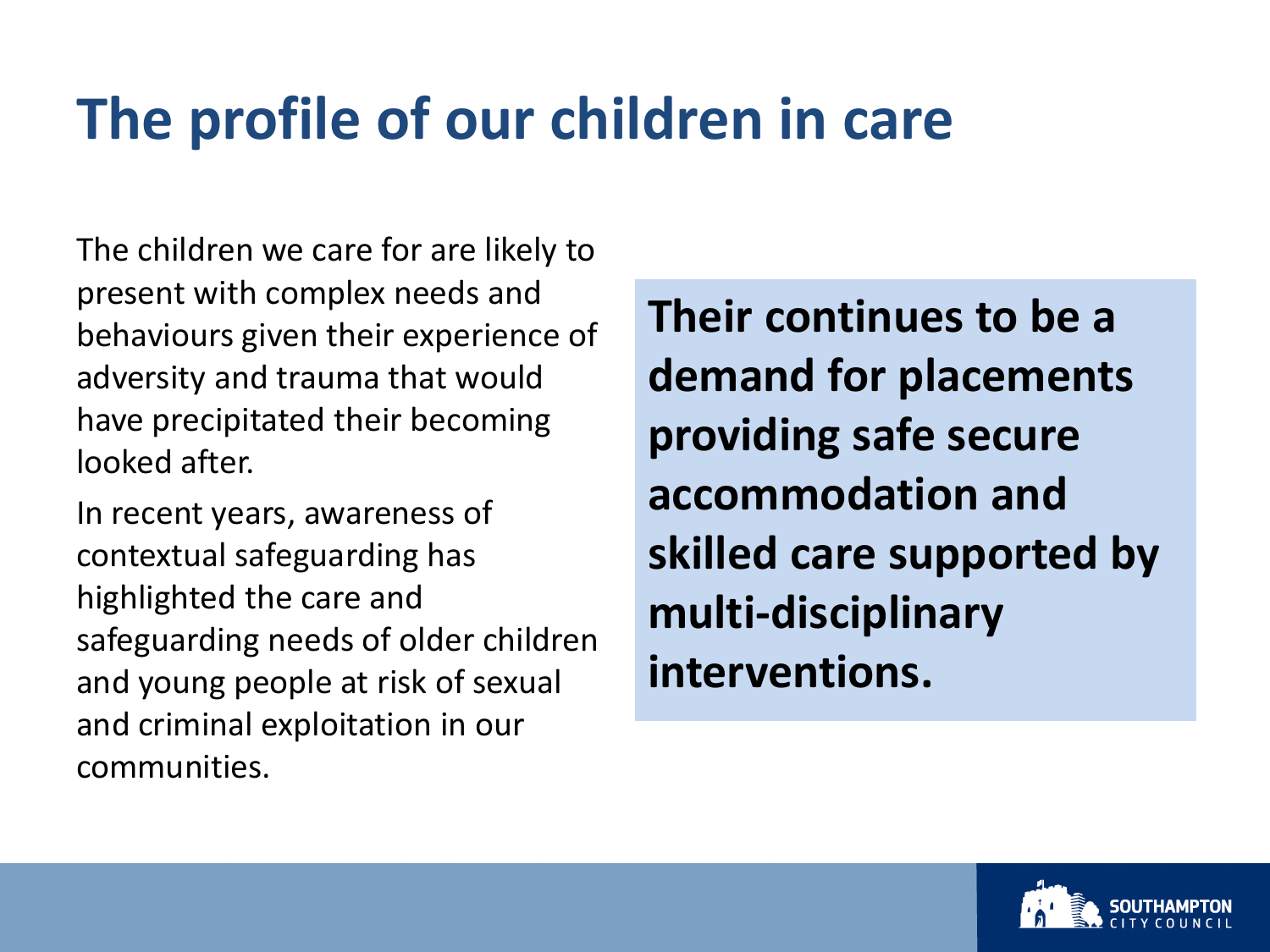# The profile of our children in care

The children we care for are likely to present with complex needs and behaviours given their experience of adversity and trauma that would have precipitated their becoming looked after.

In recent years, awareness of contextual safeguarding has highlighted the care and safeguarding needs of older children and young people at risk of sexual and criminal exploitation in our communities.

**Their continues to be a demand for placements providing safe secure accommodation and skilled care supported by multi-disciplinary interventions.**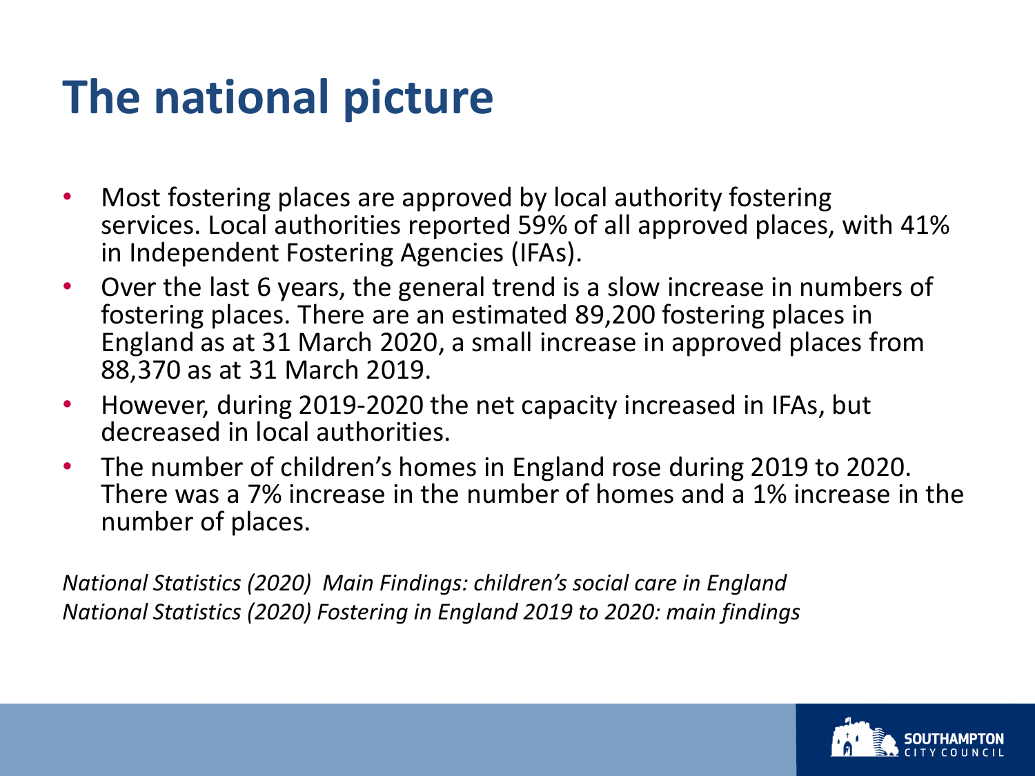# The national picture

- Most fostering places are approved by local authority fostering services. Local authorities reported 59% of all approved places, with 41% in Independent Fostering Agencies (IFAs).
- Over the last 6 years, the general trend is a slow increase in numbers of fostering places. There are an estimated 89,200 fostering places in England as at 31 March 2020, a small increase in approved places from 88,370 as at 31 March 2019.
- However, during 2019-2020 the net capacity increased in IFAs, but decreased in local authorities.
- The number of children's homes in England rose during 2019 to 2020. There was a 7% increase in the number of homes and a 1% increase in the number of places.

*National Statistics (2020) Main Findings: children's social care in England*
*National Statistics (2020) Fostering in England 2019 to 2020: main findings*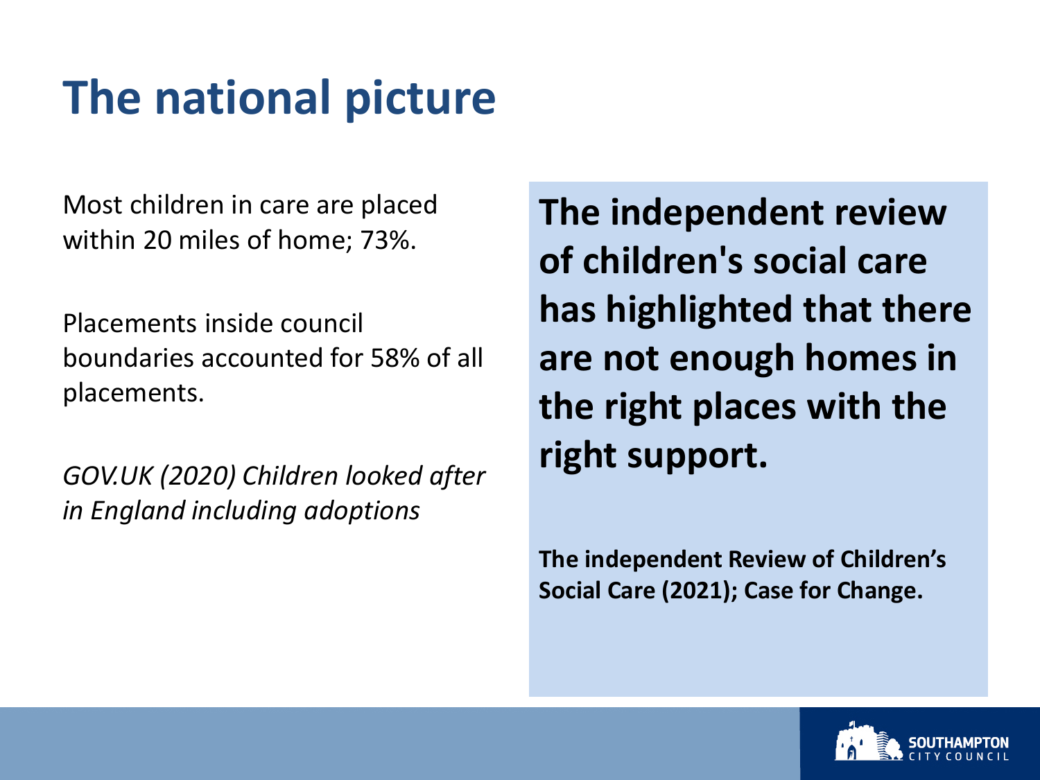# The national picture

Most children in care are placed within 20 miles of home; 73%.

Placements inside council boundaries accounted for 58% of all placements.

*GOV.UK (2020) Children looked after in England including adoptions*

**The independent review of children's social care has highlighted that there are not enough homes in the right places with the right support.**

**The independent Review of Children's Social Care (2021); Case for Change.**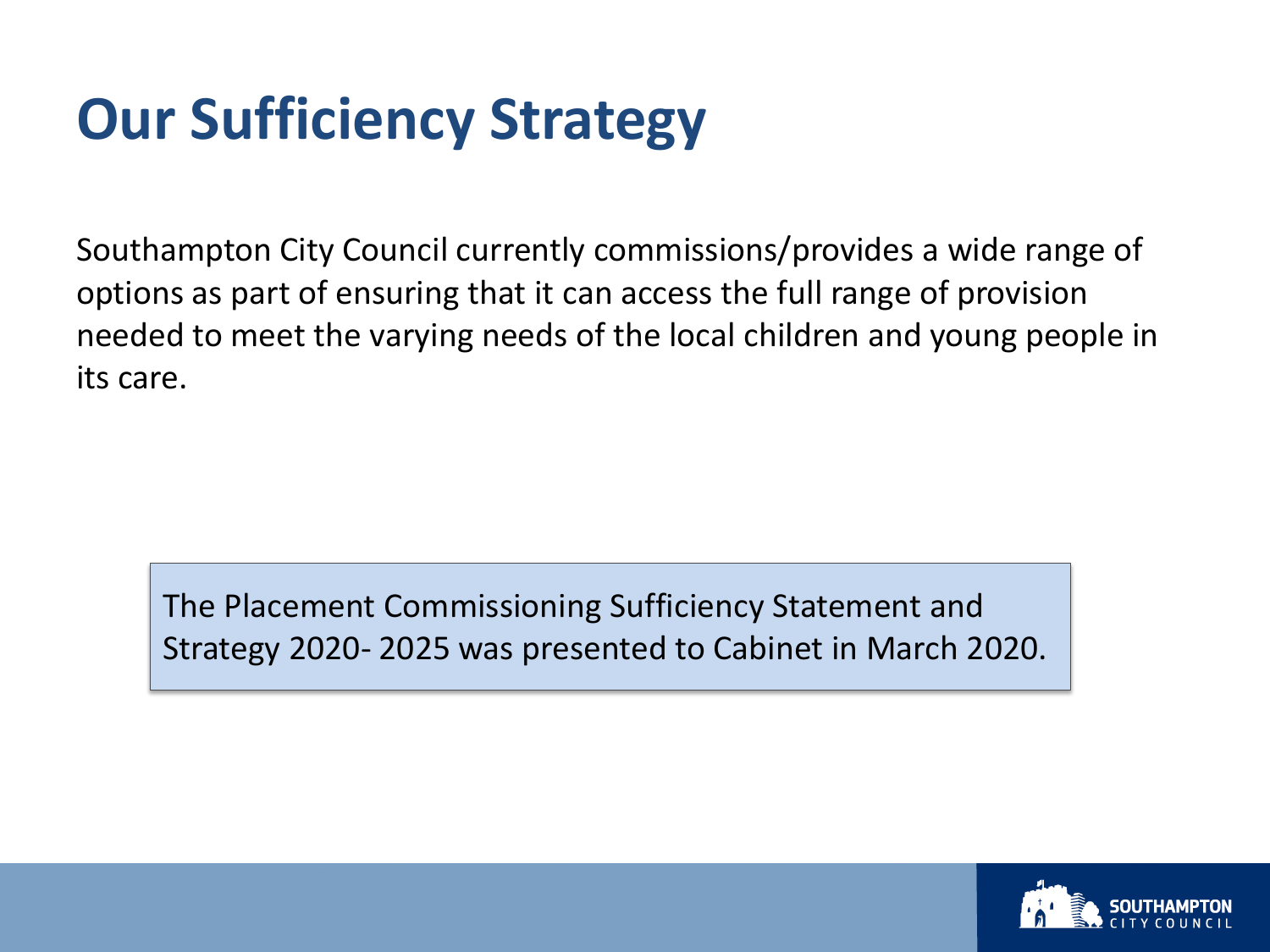# Our Sufficiency Strategy

Southampton City Council currently commissions/provides a wide range of options as part of ensuring that it can access the full range of provision needed to meet the varying needs of the local children and young people in its care.

The Placement Commissioning Sufficiency Statement and Strategy 2020- 2025 was presented to Cabinet in March 2020.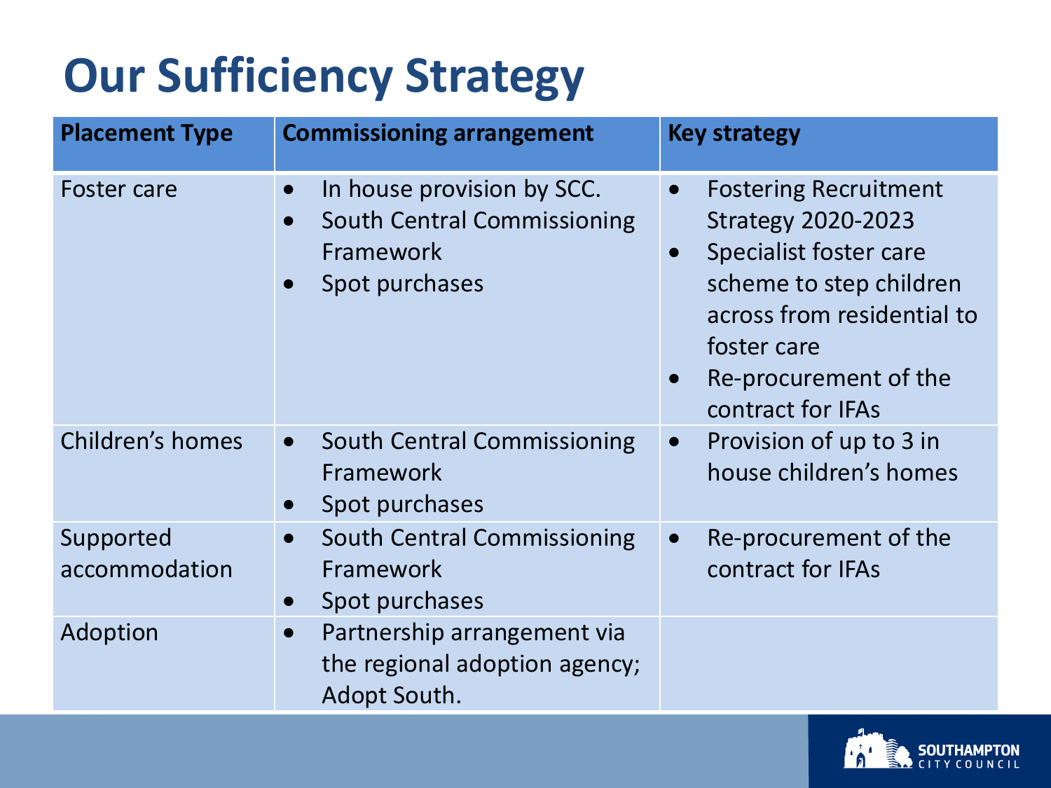# Our Sufficiency Strategy

| Placement Type | Commissioning arrangement | Key strategy |
|---|---|---|
| Foster care | • In house provision by SCC.<br>• South Central Commissioning Framework<br>• Spot purchases | • Fostering Recruitment Strategy 2020-2023<br>• Specialist foster care scheme to step children across from residential to foster care<br>• Re-procurement of the contract for IFAs |
| Children's homes | • South Central Commissioning Framework<br>• Spot purchases | • Provision of up to 3 in house children's homes |
| Supported accommodation | • South Central Commissioning Framework<br>• Spot purchases | • Re-procurement of the contract for IFAs |
| Adoption | • Partnership arrangement via the regional adoption agency; Adopt South. | |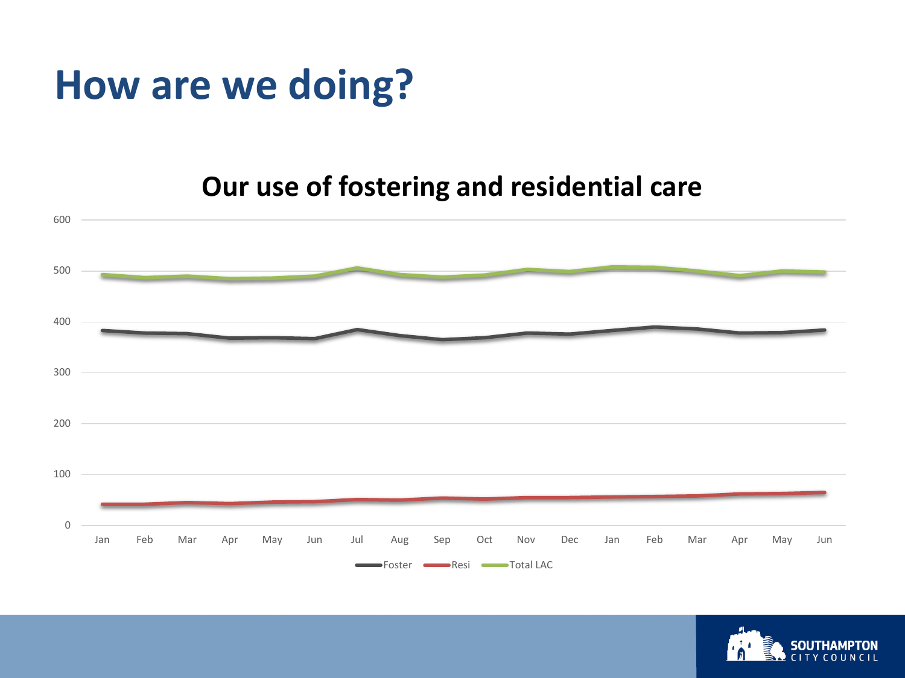# How are we doing?

## Our use of fostering and residential care

600

500

400

300

200

100

0

Jan Feb Mar Apr May Jun Jul Aug Sep Oct Nov Dec Jan Feb Mar Apr May Jun

Foster Resi Total LAC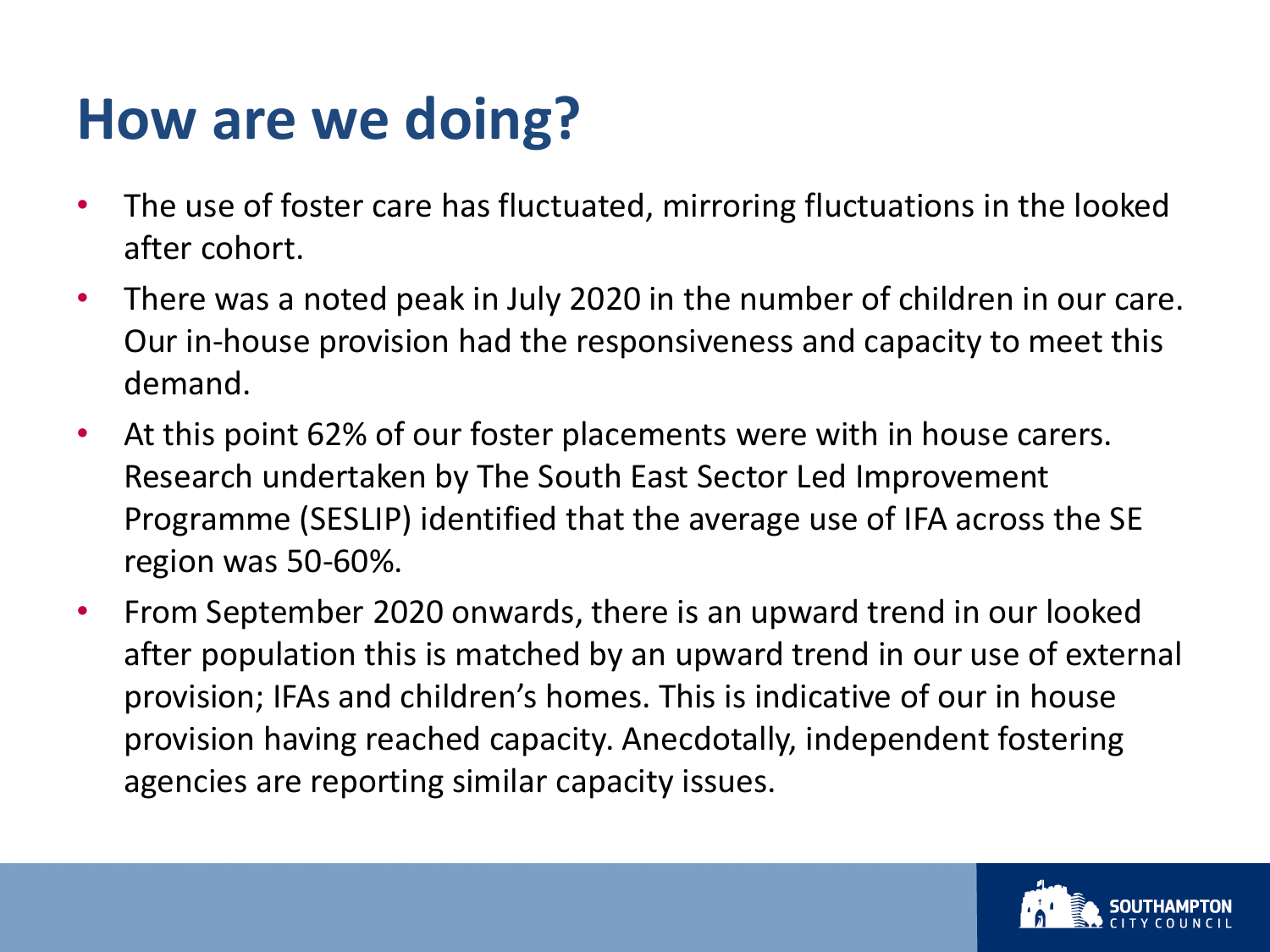# How are we doing?

- The use of foster care has fluctuated, mirroring fluctuations in the looked after cohort.
- There was a noted peak in July 2020 in the number of children in our care. Our in-house provision had the responsiveness and capacity to meet this demand.
- At this point 62% of our foster placements were with in house carers. Research undertaken by The South East Sector Led Improvement Programme (SESLIP) identified that the average use of IFA across the SE region was 50-60%.
- From September 2020 onwards, there is an upward trend in our looked after population this is matched by an upward trend in our use of external provision; IFAs and children's homes. This is indicative of our in house provision having reached capacity. Anecdotally, independent fostering agencies are reporting similar capacity issues.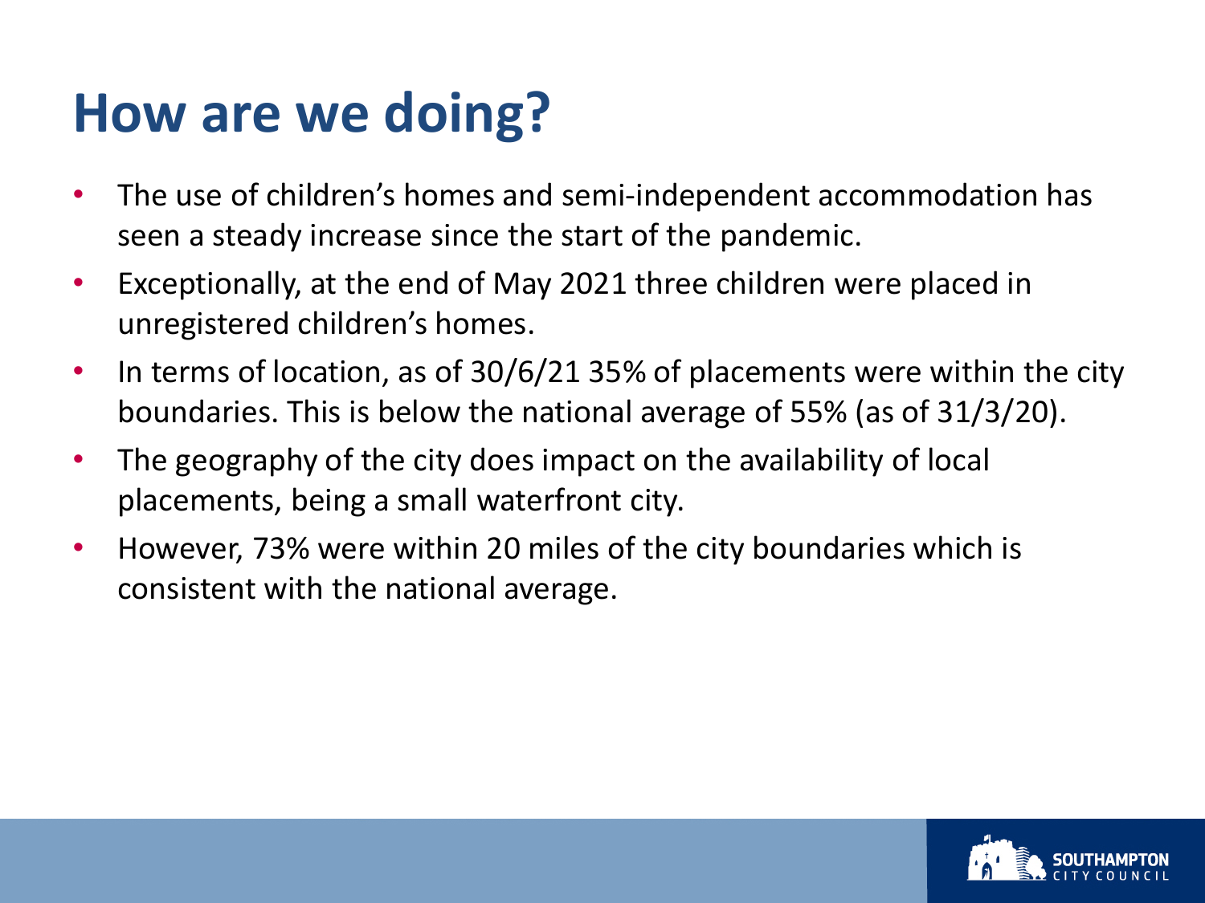# How are we doing?

- The use of children's homes and semi-independent accommodation has seen a steady increase since the start of the pandemic.
- Exceptionally, at the end of May 2021 three children were placed in unregistered children's homes.
- In terms of location, as of 30/6/21 35% of placements were within the city boundaries. This is below the national average of 55% (as of 31/3/20).
- The geography of the city does impact on the availability of local placements, being a small waterfront city.
- However, 73% were within 20 miles of the city boundaries which is consistent with the national average.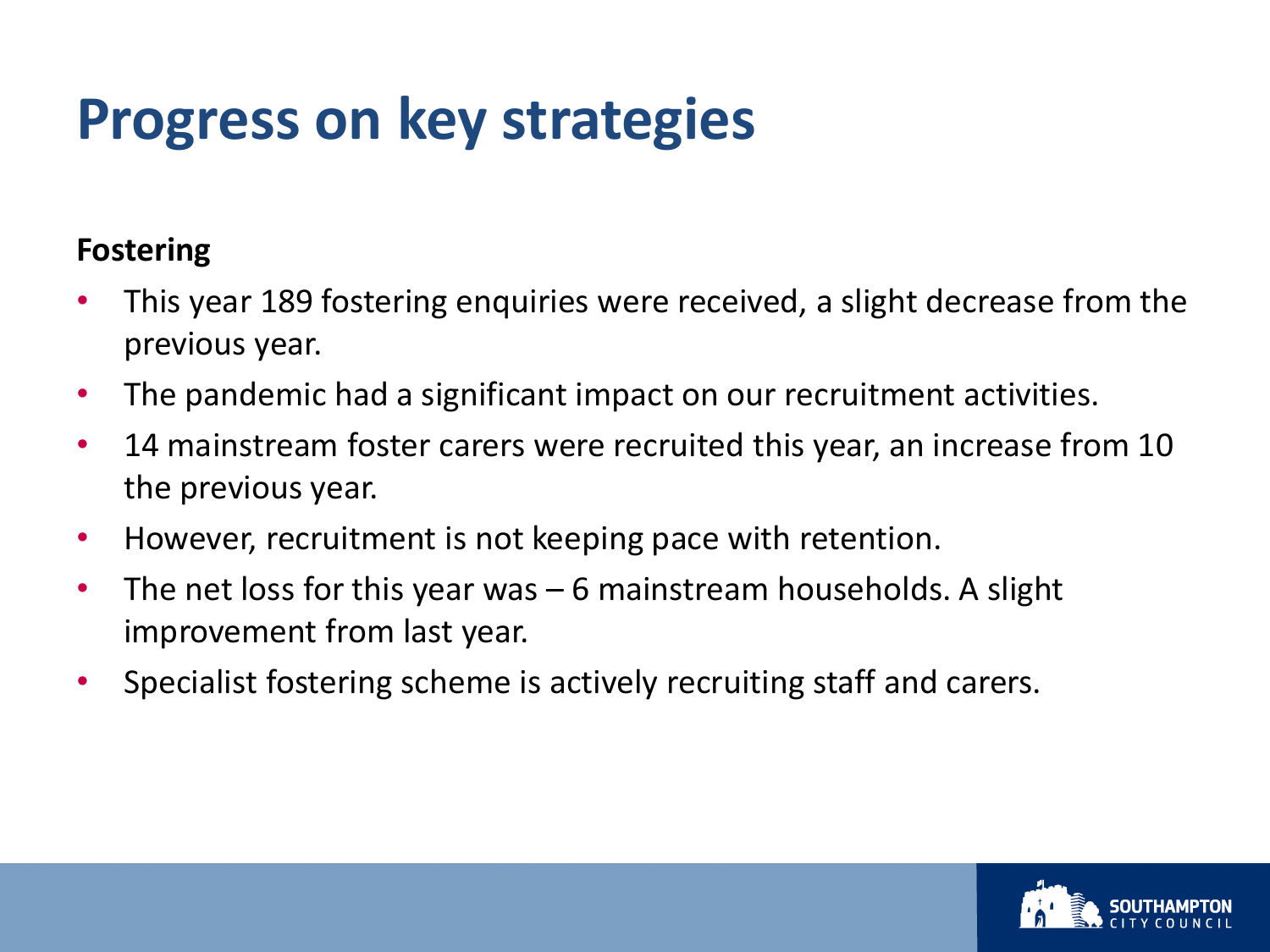# Progress on key strategies

**Fostering**

- This year 189 fostering enquiries were received, a slight decrease from the previous year.
- The pandemic had a significant impact on our recruitment activities.
- 14 mainstream foster carers were recruited this year, an increase from 10 the previous year.
- However, recruitment is not keeping pace with retention.
- The net loss for this year was – 6 mainstream households. A slight improvement from last year.
- Specialist fostering scheme is actively recruiting staff and carers.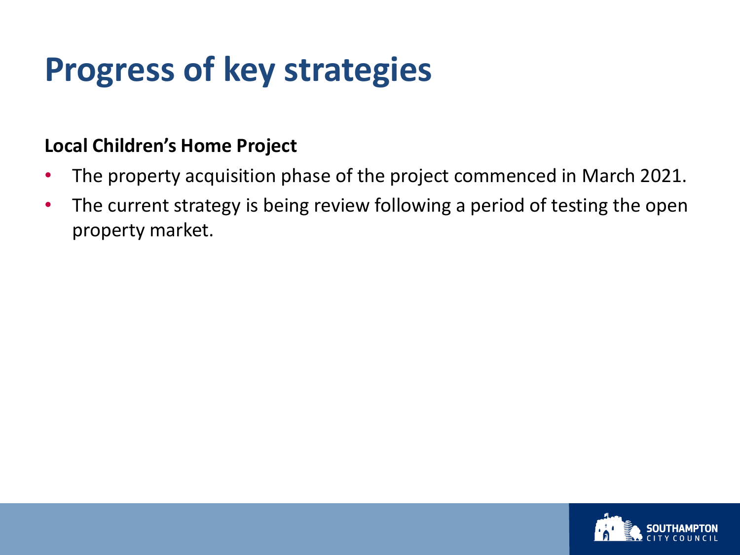# Progress of key strategies

**Local Children's Home Project**

- The property acquisition phase of the project commenced in March 2021.
- The current strategy is being review following a period of testing the open property market.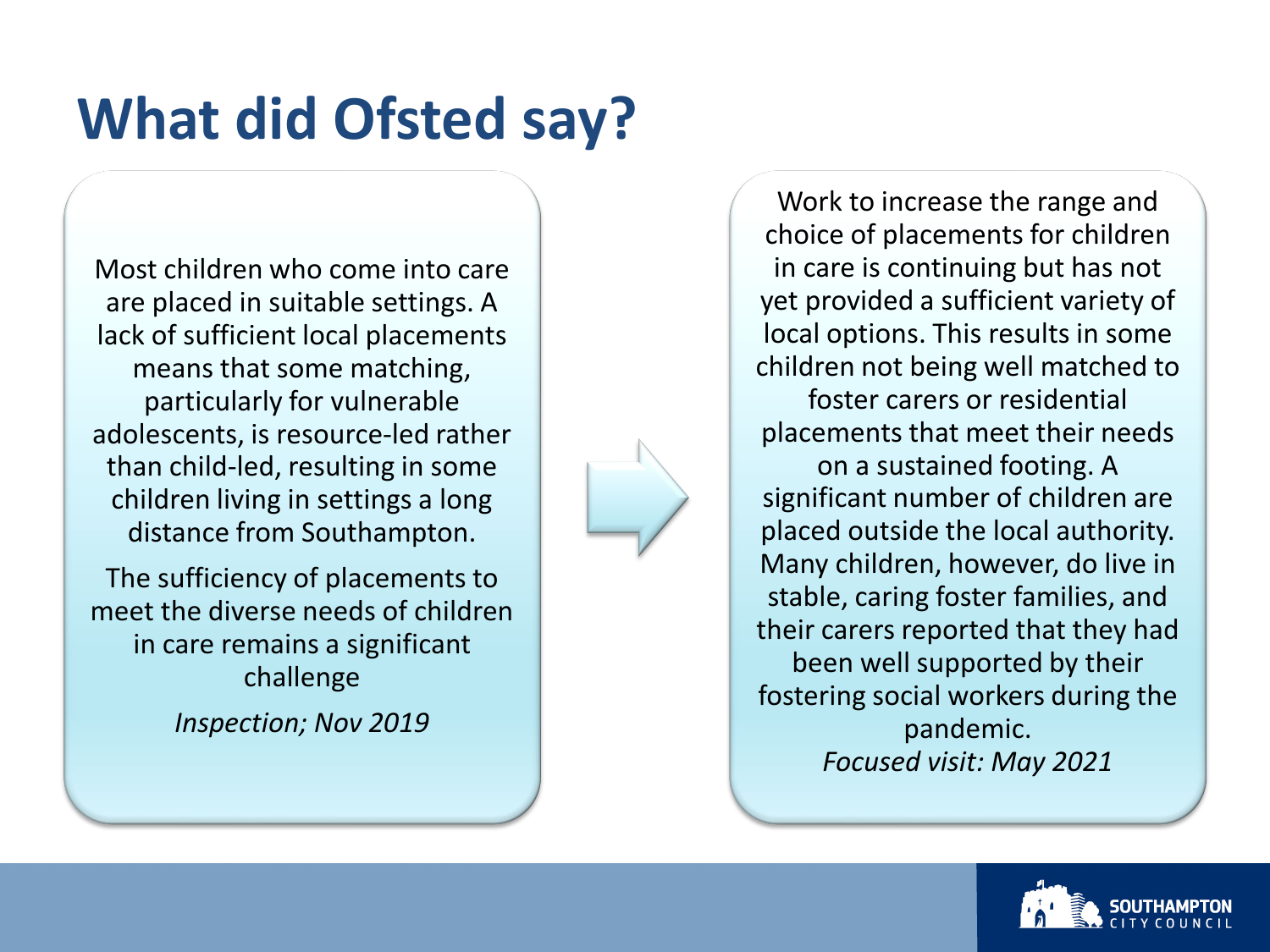# What did Ofsted say?

Most children who come into care are placed in suitable settings. A lack of sufficient local placements means that some matching, particularly for vulnerable adolescents, is resource-led rather than child-led, resulting in some children living in settings a long distance from Southampton.

The sufficiency of placements to meet the diverse needs of children in care remains a significant challenge

*Inspection; Nov 2019*

Work to increase the range and choice of placements for children in care is continuing but has not yet provided a sufficient variety of local options. This results in some children not being well matched to foster carers or residential placements that meet their needs on a sustained footing. A significant number of children are placed outside the local authority. Many children, however, do live in stable, caring foster families, and their carers reported that they had been well supported by their fostering social workers during the pandemic.

*Focused visit: May 2021*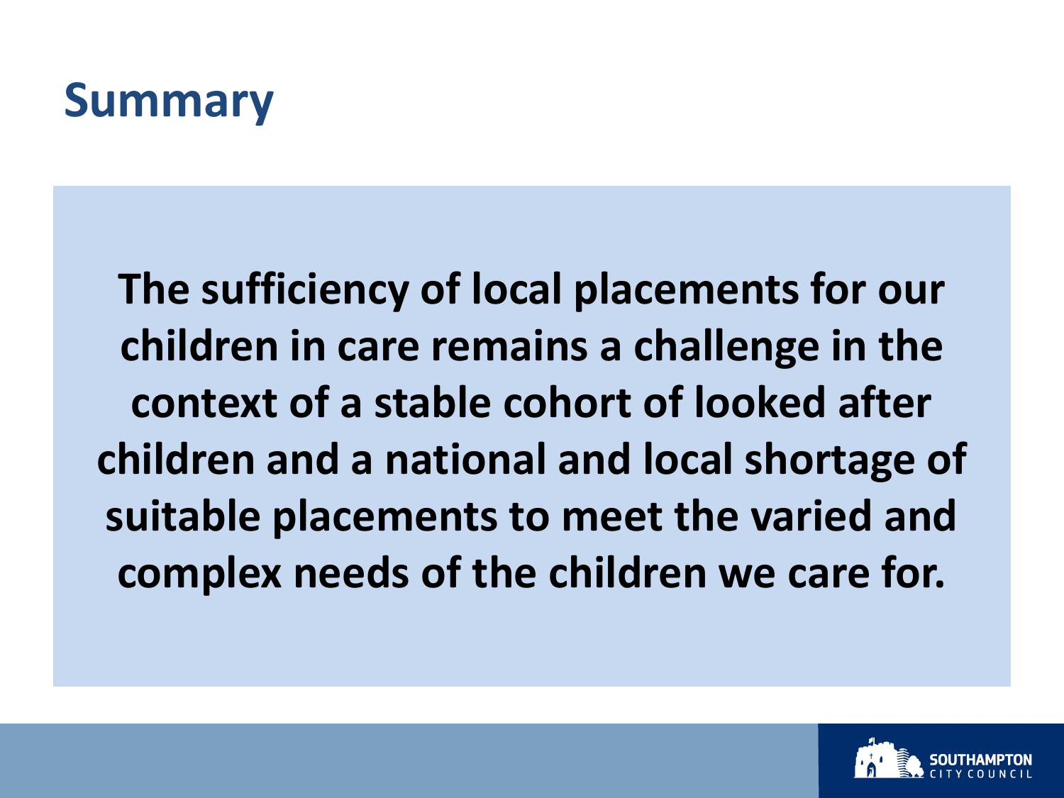# Summary

**The sufficiency of local placements for our children in care remains a challenge in the context of a stable cohort of looked after children and a national and local shortage of suitable placements to meet the varied and complex needs of the children we care for.**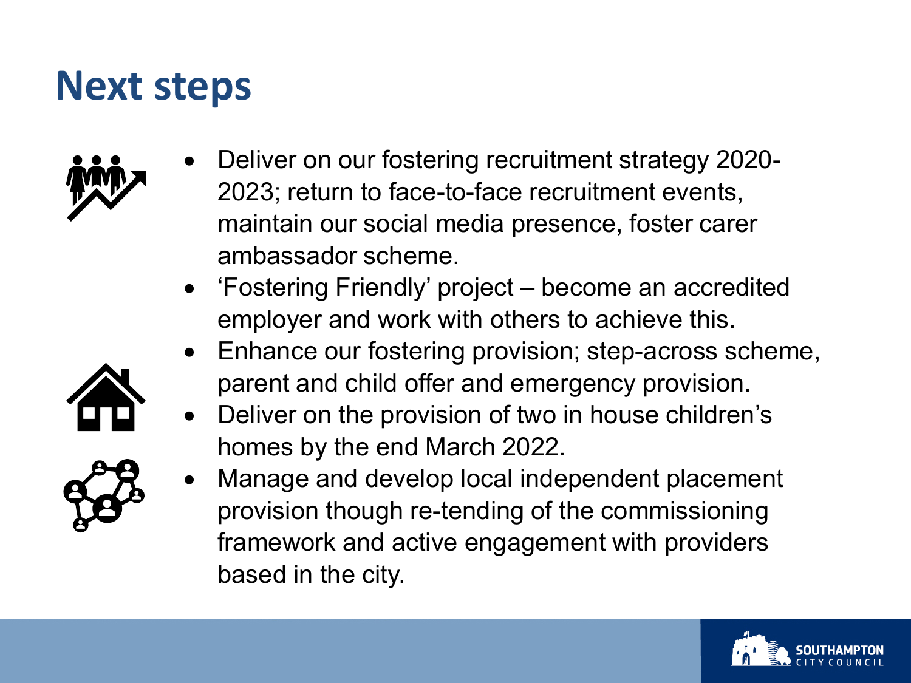# Next steps

- Deliver on our fostering recruitment strategy 2020-2023; return to face-to-face recruitment events, maintain our social media presence, foster carer ambassador scheme.
- 'Fostering Friendly' project – become an accredited employer and work with others to achieve this.
- Enhance our fostering provision; step-across scheme, parent and child offer and emergency provision.
- Deliver on the provision of two in house children's homes by the end March 2022.
- Manage and develop local independent placement provision though re-tending of the commissioning framework and active engagement with providers based in the city.